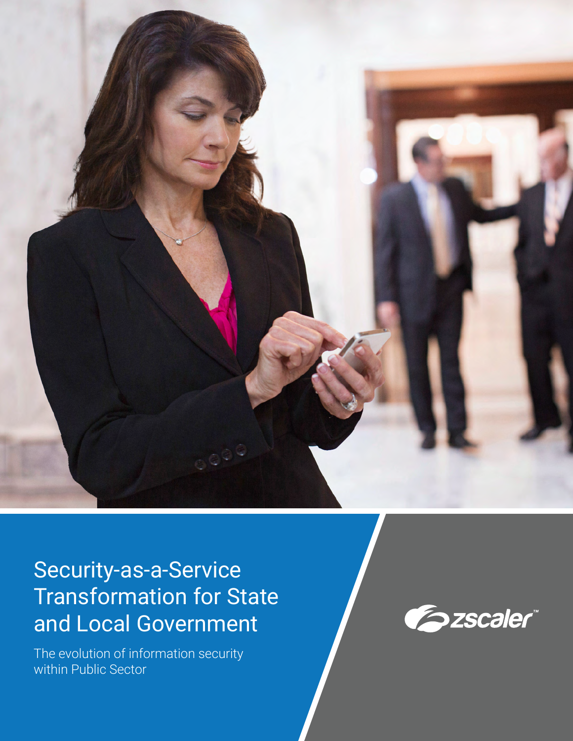# Security-as-a-Service Transformation for State and Local Government

The evolution of information security within Public Sector

zscaler™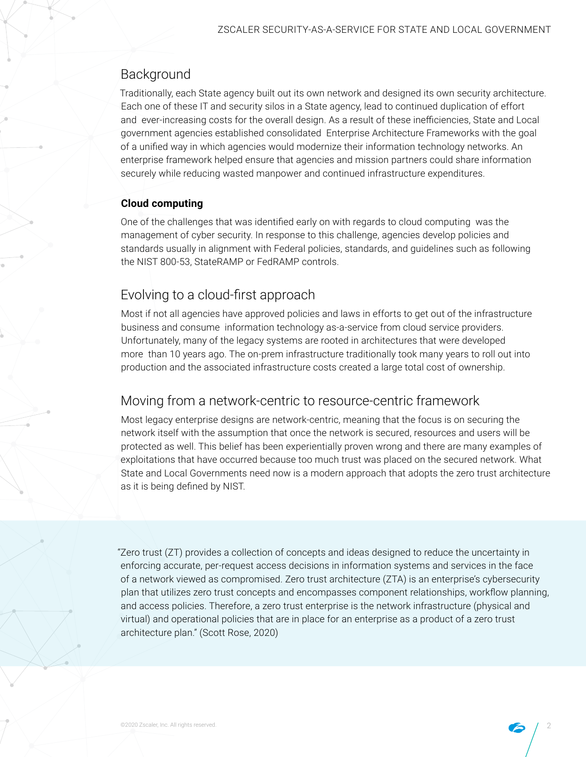## Background

Traditionally, each State agency built out its own network and designed its own security architecture. Each one of these IT and security silos in a State agency, lead to continued duplication of effort and ever-increasing costs for the overall design. As a result of these inefficiencies, State and Local government agencies established consolidated Enterprise Architecture Frameworks with the goal of a unified way in which agencies would modernize their information technology networks. An enterprise framework helped ensure that agencies and mission partners could share information securely while reducing wasted manpower and continued infrastructure expenditures.

### Cloud computing

One of the challenges that was identified early on with regards to cloud computing was the management of cyber security. In response to this challenge, agencies develop policies and standards usually in alignment with Federal policies, standards, and guidelines such as following the NIST 800-53, StateRAMP or FedRAMP controls.

## Evolving to a cloud-first approach

Most if not all agencies have approved policies and laws in efforts to get out of the infrastructure business and consume information technology as-a-service from cloud service providers. Unfortunately, many of the legacy systems are rooted in architectures that were developed more than 10 years ago. The on-prem infrastructure traditionally took many years to roll out into production and the associated infrastructure costs created a large total cost of ownership.

## Moving from a network-centric to resource-centric framework

Most legacy enterprise designs are network-centric, meaning that the focus is on securing the network itself with the assumption that once the network is secured, resources and users will be protected as well. This belief has been experientially proven wrong and there are many examples of exploitations that have occurred because too much trust was placed on the secured network. What State and Local Governments need now is a modern approach that adopts the zero trust architecture as it is being defined by NIST.

> "Zero trust (ZT) provides a collection of concepts and ideas designed to reduce the uncertainty in enforcing accurate, per-request access decisions in information systems and services in the face of a network viewed as compromised. Zero trust architecture (ZTA) is an enterprise's cybersecurity plan that utilizes zero trust concepts and encompasses component relationships, workflow planning, and access policies. Therefore, a zero trust enterprise is the network infrastructure (physical and virtual) and operational policies that are in place for an enterprise as a product of a zero trust architecture plan." (Scott Rose, 2020)

©2020 Zscaler, Inc. All rights reserved.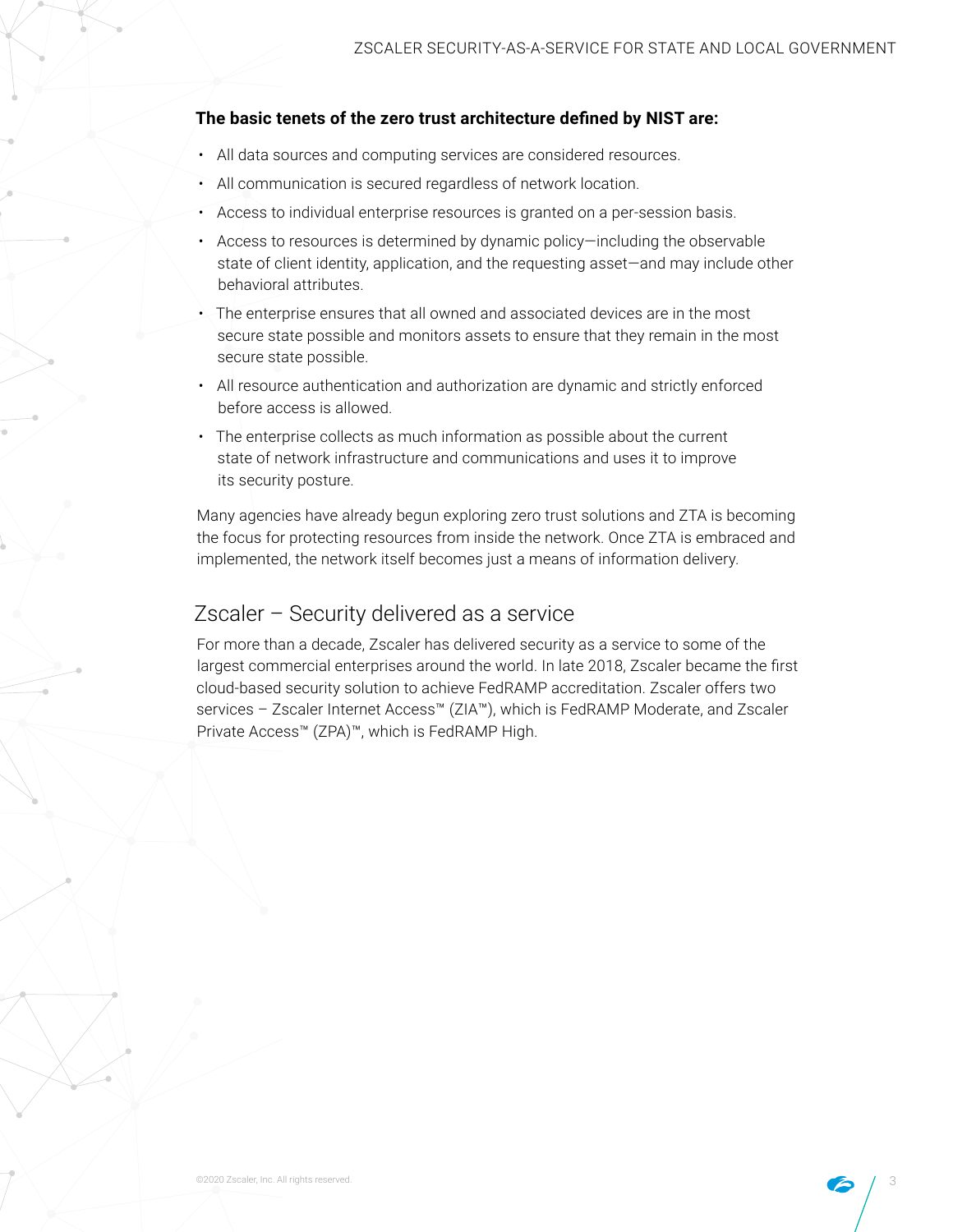**The basic tenets of the zero trust architecture defined by NIST are:**

- All data sources and computing services are considered resources.
- All communication is secured regardless of network location.
- Access to individual enterprise resources is granted on a per-session basis.
- Access to resources is determined by dynamic policy—including the observable state of client identity, application, and the requesting asset—and may include other behavioral attributes.
- The enterprise ensures that all owned and associated devices are in the most secure state possible and monitors assets to ensure that they remain in the most secure state possible.
- All resource authentication and authorization are dynamic and strictly enforced before access is allowed.
- The enterprise collects as much information as possible about the current state of network infrastructure and communications and uses it to improve its security posture.

Many agencies have already begun exploring zero trust solutions and ZTA is becoming the focus for protecting resources from inside the network. Once ZTA is embraced and implemented, the network itself becomes just a means of information delivery.

## Zscaler – Security delivered as a service

For more than a decade, Zscaler has delivered security as a service to some of the largest commercial enterprises around the world. In late 2018, Zscaler became the first cloud-based security solution to achieve FedRAMP accreditation. Zscaler offers two services – Zscaler Internet Access™ (ZIA™), which is FedRAMP Moderate, and Zscaler Private Access™ (ZPA)™, which is FedRAMP High.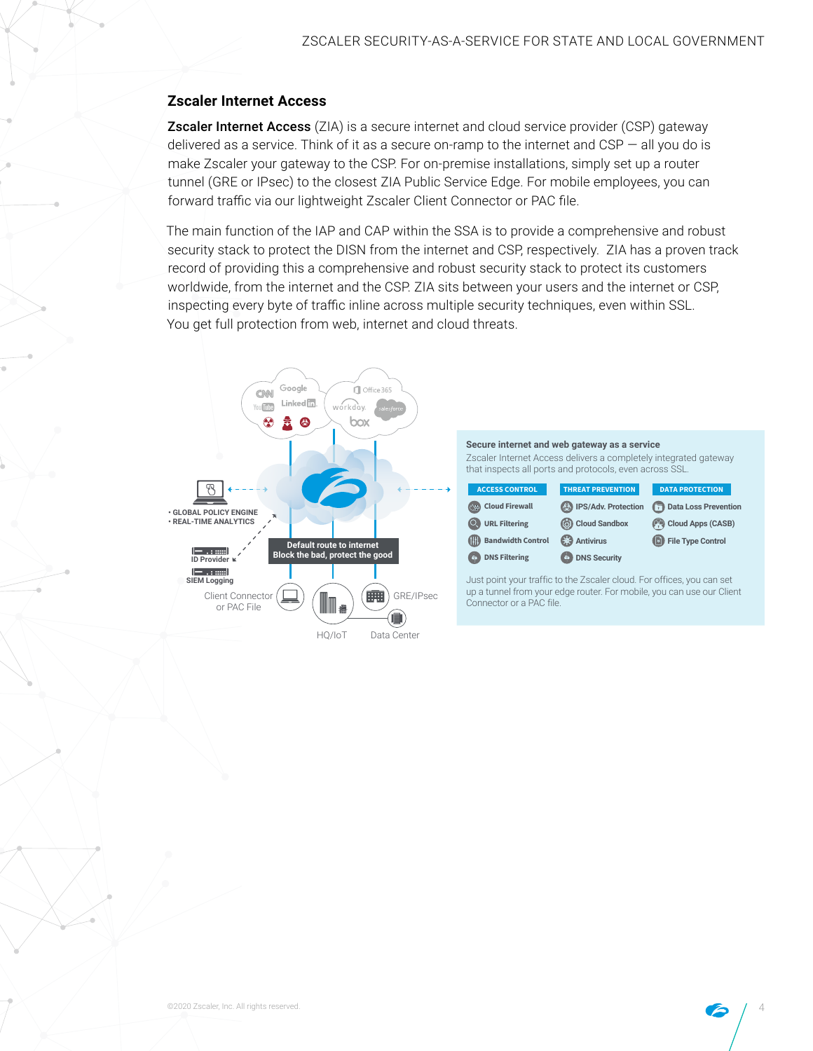## Zscaler Internet Access

**Zscaler Internet Access** (ZIA) is a secure internet and cloud service provider (CSP) gateway delivered as a service. Think of it as a secure on-ramp to the internet and CSP — all you do is make Zscaler your gateway to the CSP. For on-premise installations, simply set up a router tunnel (GRE or IPsec) to the closest ZIA Public Service Edge. For mobile employees, you can forward traffic via our lightweight Zscaler Client Connector or PAC file.

The main function of the IAP and CAP within the SSA is to provide a comprehensive and robust security stack to protect the DISN from the internet and CSP, respectively. ZIA has a proven track record of providing this a comprehensive and robust security stack to protect its customers worldwide, from the internet and the CSP. ZIA sits between your users and the internet or CSP, inspecting every byte of traffic inline across multiple security techniques, even within SSL. You get full protection from web, internet and cloud threats.

- GLOBAL POLICY ENGINE
- REAL-TIME ANALYTICS

ID Provider

SIEM Logging

Default route to internet
Block the bad, protect the good

Client Connector or PAC File

HQ/IoT

GRE/IPsec

Data Center

**Secure internet and web gateway as a service**

Zscaler Internet Access delivers a completely integrated gateway that inspects all ports and protocols, even across SSL.

| ACCESS CONTROL | THREAT PREVENTION | DATA PROTECTION |
|---|---|---|
| Cloud Firewall | IPS/Adv. Protection | Data Loss Prevention |
| URL Filtering | Cloud Sandbox | Cloud Apps (CASB) |
| Bandwidth Control | Antivirus | File Type Control |
| DNS Filtering | DNS Security | |

Just point your traffic to the Zscaler cloud. For offices, you can set up a tunnel from your edge router. For mobile, you can use our Client Connector or a PAC file.

©2020 Zscaler, Inc. All rights reserved.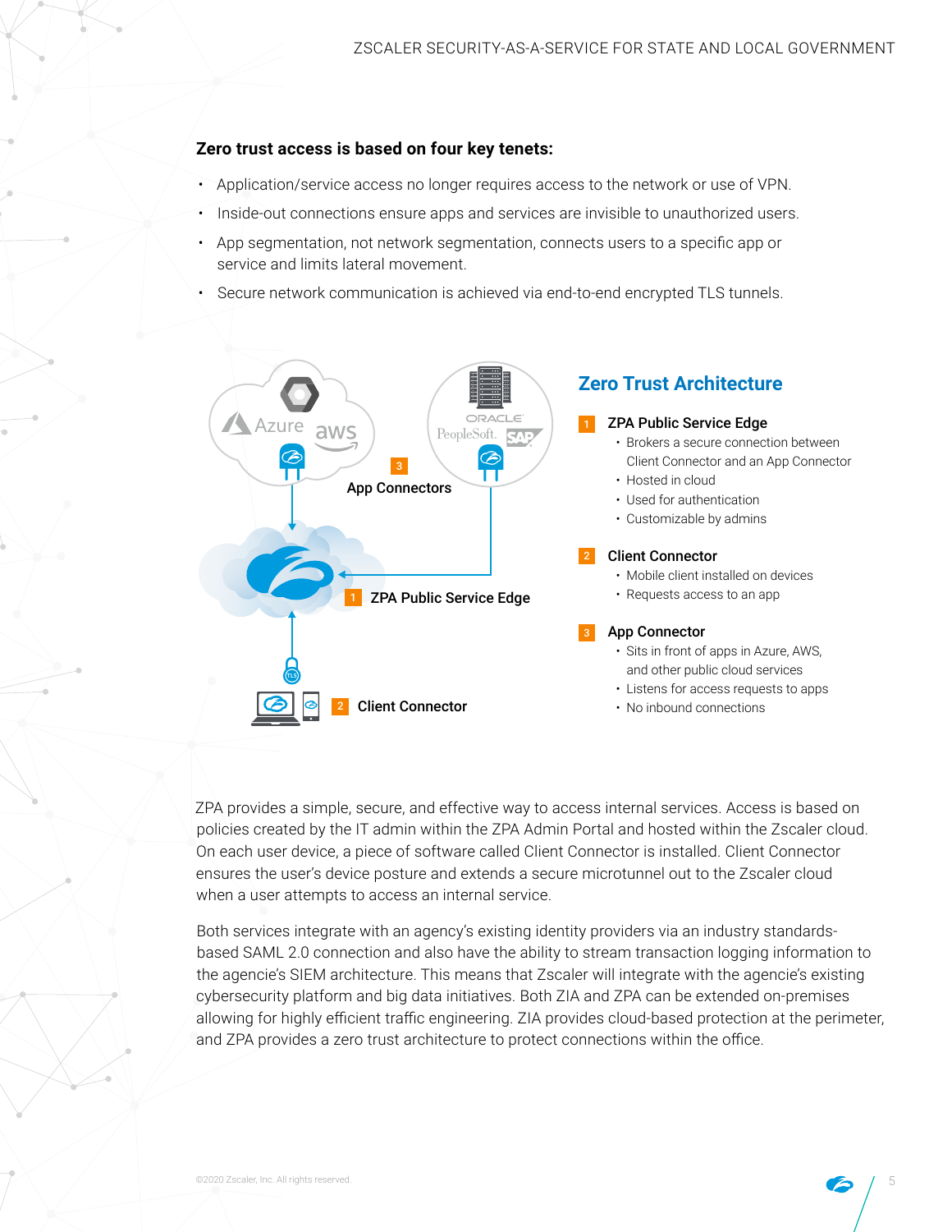**Zero trust access is based on four key tenets:**

- Application/service access no longer requires access to the network or use of VPN.
- Inside-out connections ensure apps and services are invisible to unauthorized users.
- App segmentation, not network segmentation, connects users to a specific app or service and limits lateral movement.
- Secure network communication is achieved via end-to-end encrypted TLS tunnels.

## Zero Trust Architecture

**1 ZPA Public Service Edge**

- Brokers a secure connection between Client Connector and an App Connector
- Hosted in cloud
- Used for authentication
- Customizable by admins

**2 Client Connector**

- Mobile client installed on devices
- Requests access to an app

**3 App Connector**

- Sits in front of apps in Azure, AWS, and other public cloud services
- Listens for access requests to apps
- No inbound connections

ZPA provides a simple, secure, and effective way to access internal services. Access is based on policies created by the IT admin within the ZPA Admin Portal and hosted within the Zscaler cloud. On each user device, a piece of software called Client Connector is installed. Client Connector ensures the user's device posture and extends a secure microtunnel out to the Zscaler cloud when a user attempts to access an internal service.

Both services integrate with an agency's existing identity providers via an industry standards-based SAML 2.0 connection and also have the ability to stream transaction logging information to the agencie's SIEM architecture. This means that Zscaler will integrate with the agencie's existing cybersecurity platform and big data initiatives. Both ZIA and ZPA can be extended on-premises allowing for highly efficient traffic engineering. ZIA provides cloud-based protection at the perimeter, and ZPA provides a zero trust architecture to protect connections within the office.

©2020 Zscaler, Inc. All rights reserved.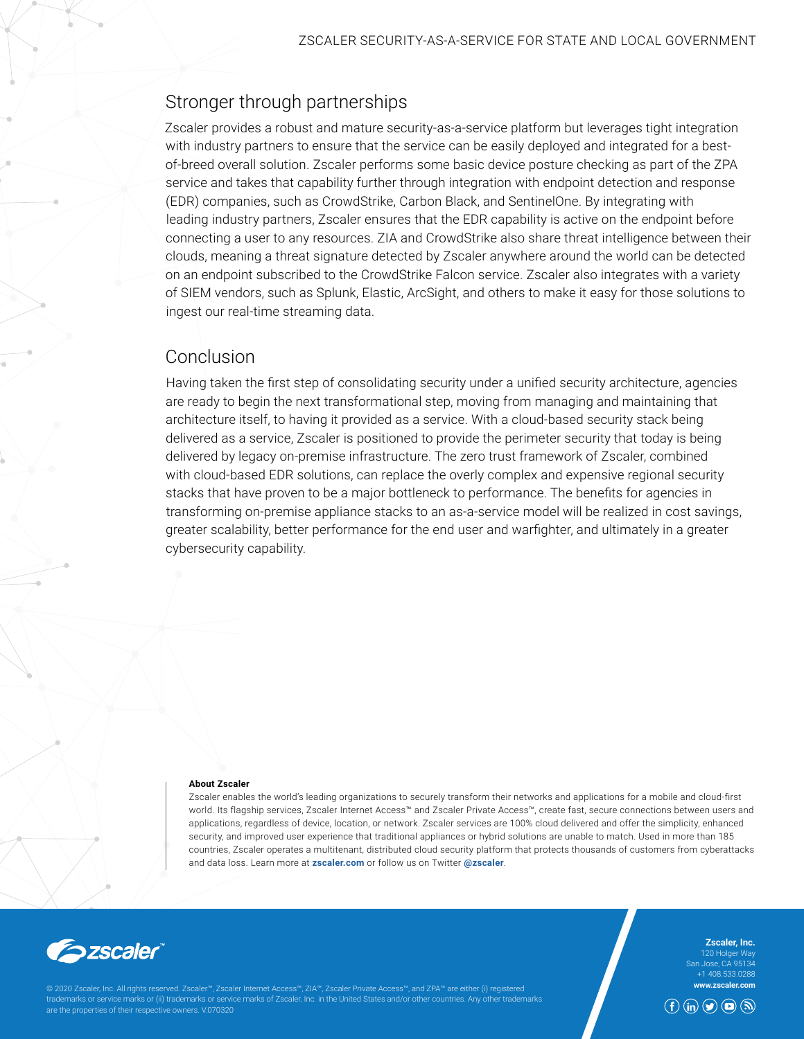## Stronger through partnerships

Zscaler provides a robust and mature security-as-a-service platform but leverages tight integration with industry partners to ensure that the service can be easily deployed and integrated for a best-of-breed overall solution. Zscaler performs some basic device posture checking as part of the ZPA service and takes that capability further through integration with endpoint detection and response (EDR) companies, such as CrowdStrike, Carbon Black, and SentinelOne. By integrating with leading industry partners, Zscaler ensures that the EDR capability is active on the endpoint before connecting a user to any resources. ZIA and CrowdStrike also share threat intelligence between their clouds, meaning a threat signature detected by Zscaler anywhere around the world can be detected on an endpoint subscribed to the CrowdStrike Falcon service. Zscaler also integrates with a variety of SIEM vendors, such as Splunk, Elastic, ArcSight, and others to make it easy for those solutions to ingest our real-time streaming data.

## Conclusion

Having taken the first step of consolidating security under a unified security architecture, agencies are ready to begin the next transformational step, moving from managing and maintaining that architecture itself, to having it provided as a service. With a cloud-based security stack being delivered as a service, Zscaler is positioned to provide the perimeter security that today is being delivered by legacy on-premise infrastructure. The zero trust framework of Zscaler, combined with cloud-based EDR solutions, can replace the overly complex and expensive regional security stacks that have proven to be a major bottleneck to performance. The benefits for agencies in transforming on-premise appliance stacks to an as-a-service model will be realized in cost savings, greater scalability, better performance for the end user and warfighter, and ultimately in a greater cybersecurity capability.

**About Zscaler**

Zscaler enables the world's leading organizations to securely transform their networks and applications for a mobile and cloud-first world. Its flagship services, Zscaler Internet Access™ and Zscaler Private Access™, create fast, secure connections between users and applications, regardless of device, location, or network. Zscaler services are 100% cloud delivered and offer the simplicity, enhanced security, and improved user experience that traditional appliances or hybrid solutions are unable to match. Used in more than 185 countries, Zscaler operates a multitenant, distributed cloud security platform that protects thousands of customers from cyberattacks and data loss. Learn more at **zscaler.com** or follow us on Twitter **@zscaler**.

© 2020 Zscaler, Inc. All rights reserved. Zscaler™, Zscaler Internet Access™, ZIA™, Zscaler Private Access™, and ZPA™ are either (i) registered trademarks or service marks or (ii) trademarks or service marks of Zscaler, Inc. in the United States and/or other countries. Any other trademarks are the properties of their respective owners. V.070320

**Zscaler, Inc.**
120 Holger Way
San Jose, CA 95134
+1 408.533.0288
**www.zscaler.com**